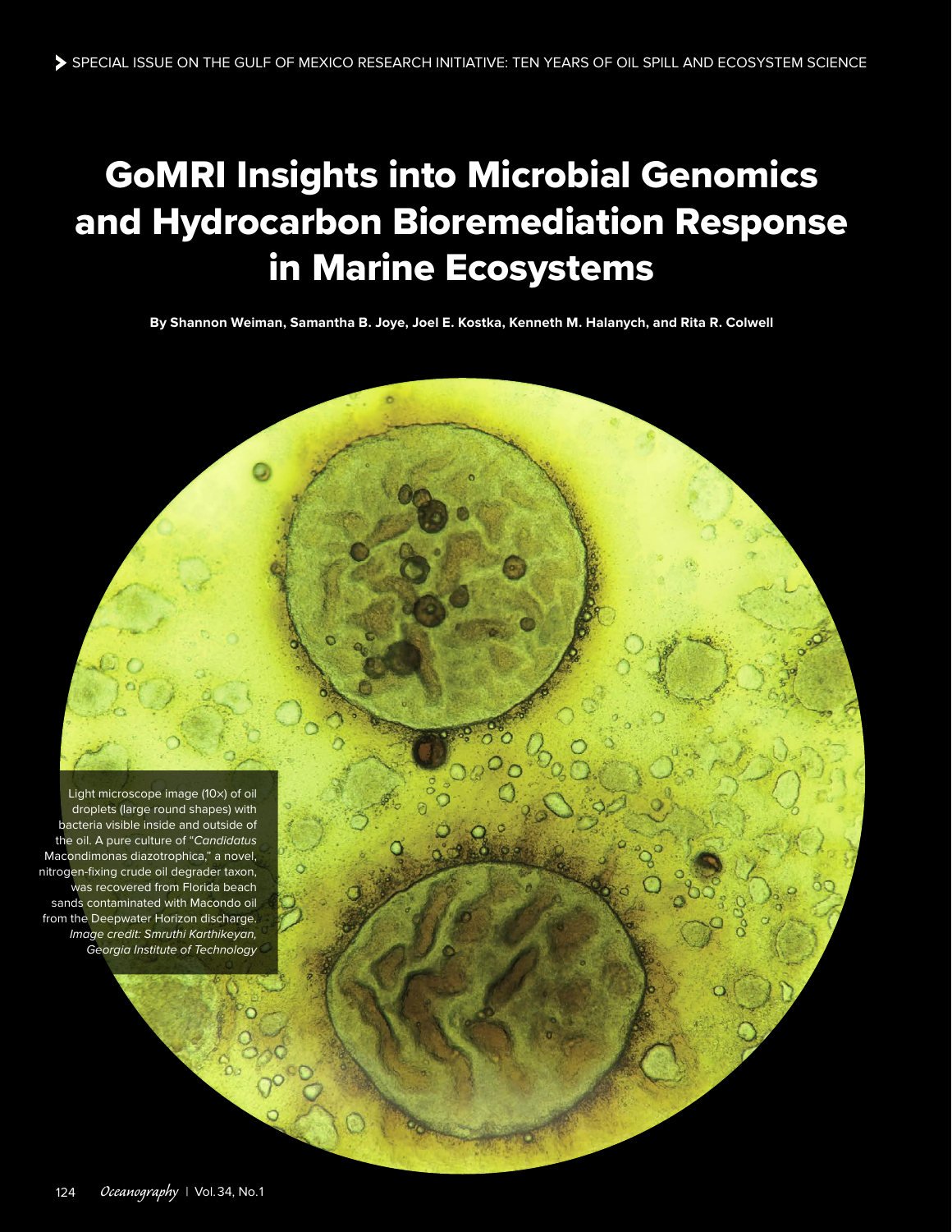SPECIAL ISSUE ON THE GULF OF MEXICO RESEARCH INITIATIVE: TEN YEARS OF OIL SPILL AND ECOSYSTEM SCIENCE

# GoMRI Insights into Microbial Genomics and Hydrocarbon Bioremediation Response in Marine Ecosystems

**By Shannon Weiman, Samantha B. Joye, Joel E. Kostka, Kenneth M. Halanych, and Rita R. Colwell**

Light microscope image (10×) of oil droplets (large round shapes) with bacteria visible inside and outside of the oil. A pure culture of "*Candidatus* Macondimonas diazotrophica," a novel, nitrogen-fixing crude oil degrader taxon, was recovered from Florida beach sands contaminated with Macondo oil from the Deepwater Horizon discharge. *Image credit: Smruthi Karthikeyan, Georgia Institute of Technology*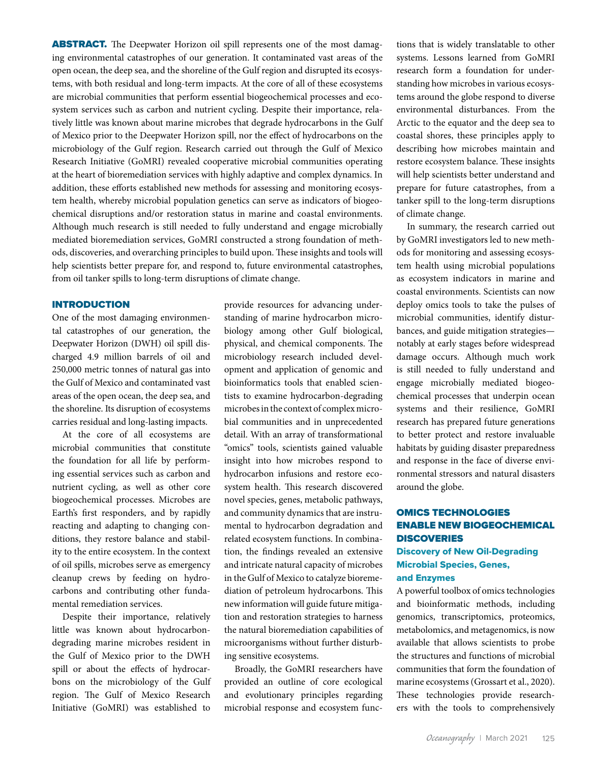**ABSTRACT.** The Deepwater Horizon oil spill represents one of the most damaging environmental catastrophes of our generation. It contaminated vast areas of the open ocean, the deep sea, and the shoreline of the Gulf region and disrupted its ecosystems, with both residual and long-term impacts. At the core of all of these ecosystems are microbial communities that perform essential biogeochemical processes and ecosystem services such as carbon and nutrient cycling. Despite their importance, relatively little was known about marine microbes that degrade hydrocarbons in the Gulf of Mexico prior to the Deepwater Horizon spill, nor the effect of hydrocarbons on the microbiology of the Gulf region. Research carried out through the Gulf of Mexico Research Initiative (GoMRI) revealed cooperative microbial communities operating at the heart of bioremediation services with highly adaptive and complex dynamics. In addition, these efforts established new methods for assessing and monitoring ecosystem health, whereby microbial population genetics can serve as indicators of biogeochemical disruptions and/or restoration status in marine and coastal environments. Although much research is still needed to fully understand and engage microbially mediated bioremediation services, GoMRI constructed a strong foundation of methods, discoveries, and overarching principles to build upon. These insights and tools will help scientists better prepare for, and respond to, future environmental catastrophes, from oil tanker spills to long-term disruptions of climate change.

## INTRODUCTION

One of the most damaging environmental catastrophes of our generation, the Deepwater Horizon (DWH) oil spill discharged 4.9 million barrels of oil and 250,000 metric tonnes of natural gas into the Gulf of Mexico and contaminated vast areas of the open ocean, the deep sea, and the shoreline. Its disruption of ecosystems carries residual and long-lasting impacts.

At the core of all ecosystems are microbial communities that constitute the foundation for all life by performing essential services such as carbon and nutrient cycling, as well as other core biogeochemical processes. Microbes are Earth's first responders, and by rapidly reacting and adapting to changing conditions, they restore balance and stability to the entire ecosystem. In the context of oil spills, microbes serve as emergency cleanup crews by feeding on hydrocarbons and contributing other fundamental remediation services.

Despite their importance, relatively little was known about hydrocarbon-degrading marine microbes resident in the Gulf of Mexico prior to the DWH spill or about the effects of hydrocarbons on the microbiology of the Gulf region. The Gulf of Mexico Research Initiative (GoMRI) was established to provide resources for advancing understanding of marine hydrocarbon microbiology among other Gulf biological, physical, and chemical components. The microbiology research included development and application of genomic and bioinformatics tools that enabled scientists to examine hydrocarbon-degrading microbes in the context of complex microbial communities and in unprecedented detail. With an array of transformational "omics" tools, scientists gained valuable insight into how microbes respond to hydrocarbon infusions and restore ecosystem health. This research discovered novel species, genes, metabolic pathways, and community dynamics that are instrumental to hydrocarbon degradation and related ecosystem functions. In combination, the findings revealed an extensive and intricate natural capacity of microbes in the Gulf of Mexico to catalyze bioremediation of petroleum hydrocarbons. This new information will guide future mitigation and restoration strategies to harness the natural bioremediation capabilities of microorganisms without further disturbing sensitive ecosystems.

Broadly, the GoMRI researchers have provided an outline of core ecological and evolutionary principles regarding microbial response and ecosystem functions that is widely translatable to other systems. Lessons learned from GoMRI research form a foundation for understanding how microbes in various ecosystems around the globe respond to diverse environmental disturbances. From the Arctic to the equator and the deep sea to coastal shores, these principles apply to describing how microbes maintain and restore ecosystem balance. These insights will help scientists better understand and prepare for future catastrophes, from a tanker spill to the long-term disruptions of climate change.

In summary, the research carried out by GoMRI investigators led to new methods for monitoring and assessing ecosystem health using microbial populations as ecosystem indicators in marine and coastal environments. Scientists can now deploy omics tools to take the pulses of microbial communities, identify disturbances, and guide mitigation strategies—notably at early stages before widespread damage occurs. Although much work is still needed to fully understand and engage microbially mediated biogeochemical processes that underpin ocean systems and their resilience, GoMRI research has prepared future generations to better protect and restore invaluable habitats by guiding disaster preparedness and response in the face of diverse environmental stressors and natural disasters around the globe.

## OMICS TECHNOLOGIES ENABLE NEW BIOGEOCHEMICAL DISCOVERIES

### Discovery of New Oil-Degrading Microbial Species, Genes, and Enzymes

A powerful toolbox of omics technologies and bioinformatic methods, including genomics, transcriptomics, proteomics, metabolomics, and metagenomics, is now available that allows scientists to probe the structures and functions of microbial communities that form the foundation of marine ecosystems (Grossart et al., 2020). These technologies provide researchers with the tools to comprehensively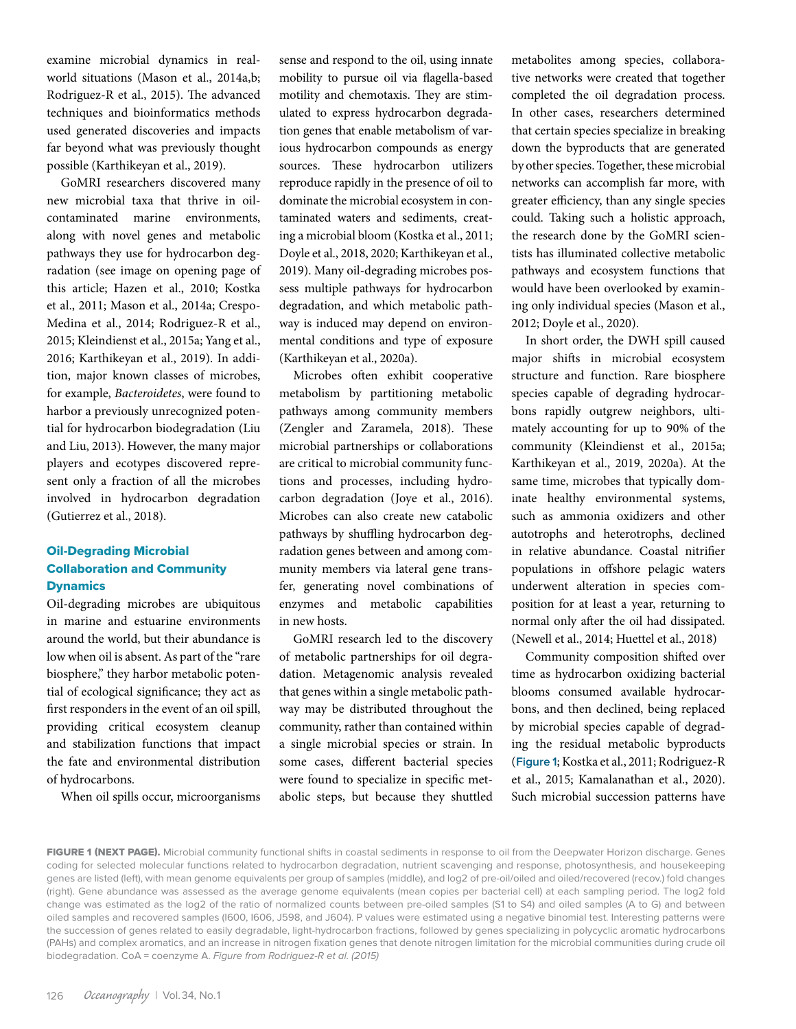examine microbial dynamics in real-world situations (Mason et al., 2014a,b; Rodriguez-R et al., 2015). The advanced techniques and bioinformatics methods used generated discoveries and impacts far beyond what was previously thought possible (Karthikeyan et al., 2019).

GoMRI researchers discovered many new microbial taxa that thrive in oil-contaminated marine environments, along with novel genes and metabolic pathways they use for hydrocarbon degradation (see image on opening page of this article; Hazen et al., 2010; Kostka et al., 2011; Mason et al., 2014a; Crespo-Medina et al., 2014; Rodriguez-R et al., 2015; Kleindienst et al., 2015a; Yang et al., 2016; Karthikeyan et al., 2019). In addition, major known classes of microbes, for example, *Bacteroidetes*, were found to harbor a previously unrecognized potential for hydrocarbon biodegradation (Liu and Liu, 2013). However, the many major players and ecotypes discovered represent only a fraction of all the microbes involved in hydrocarbon degradation (Gutierrez et al., 2018).

## Oil-Degrading Microbial Collaboration and Community Dynamics

Oil-degrading microbes are ubiquitous in marine and estuarine environments around the world, but their abundance is low when oil is absent. As part of the "rare biosphere," they harbor metabolic potential of ecological significance; they act as first responders in the event of an oil spill, providing critical ecosystem cleanup and stabilization functions that impact the fate and environmental distribution of hydrocarbons.

When oil spills occur, microorganisms sense and respond to the oil, using innate mobility to pursue oil via flagella-based motility and chemotaxis. They are stimulated to express hydrocarbon degradation genes that enable metabolism of various hydrocarbon compounds as energy sources. These hydrocarbon utilizers reproduce rapidly in the presence of oil to dominate the microbial ecosystem in contaminated waters and sediments, creating a microbial bloom (Kostka et al., 2011; Doyle et al., 2018, 2020; Karthikeyan et al., 2019). Many oil-degrading microbes possess multiple pathways for hydrocarbon degradation, and which metabolic pathway is induced may depend on environmental conditions and type of exposure (Karthikeyan et al., 2020a).

Microbes often exhibit cooperative metabolism by partitioning metabolic pathways among community members (Zengler and Zaramela, 2018). These microbial partnerships or collaborations are critical to microbial community functions and processes, including hydrocarbon degradation (Joye et al., 2016). Microbes can also create new catabolic pathways by shuffling hydrocarbon degradation genes between and among community members via lateral gene transfer, generating novel combinations of enzymes and metabolic capabilities in new hosts.

GoMRI research led to the discovery of metabolic partnerships for oil degradation. Metagenomic analysis revealed that genes within a single metabolic pathway may be distributed throughout the community, rather than contained within a single microbial species or strain. In some cases, different bacterial species were found to specialize in specific metabolic steps, but because they shuttled metabolites among species, collaborative networks were created that together completed the oil degradation process. In other cases, researchers determined that certain species specialize in breaking down the byproducts that are generated by other species. Together, these microbial networks can accomplish far more, with greater efficiency, than any single species could. Taking such a holistic approach, the research done by the GoMRI scientists has illuminated collective metabolic pathways and ecosystem functions that would have been overlooked by examining only individual species (Mason et al., 2012; Doyle et al., 2020).

In short order, the DWH spill caused major shifts in microbial ecosystem structure and function. Rare biosphere species capable of degrading hydrocarbons rapidly outgrew neighbors, ultimately accounting for up to 90% of the community (Kleindienst et al., 2015a; Karthikeyan et al., 2019, 2020a). At the same time, microbes that typically dominate healthy environmental systems, such as ammonia oxidizers and other autotrophs and heterotrophs, declined in relative abundance. Coastal nitrifier populations in offshore pelagic waters underwent alteration in species composition for at least a year, returning to normal only after the oil had dissipated. (Newell et al., 2014; Huettel et al., 2018)

Community composition shifted over time as hydrocarbon oxidizing bacterial blooms consumed available hydrocarbons, and then declined, being replaced by microbial species capable of degrading the residual metabolic byproducts (Figure 1; Kostka et al., 2011; Rodriguez-R et al., 2015; Kamalanathan et al., 2020). Such microbial succession patterns have

**FIGURE 1 (NEXT PAGE).** Microbial community functional shifts in coastal sediments in response to oil from the Deepwater Horizon discharge. Genes coding for selected molecular functions related to hydrocarbon degradation, nutrient scavenging and response, photosynthesis, and housekeeping genes are listed (left), with mean genome equivalents per group of samples (middle), and log2 of pre-oil/oiled and oiled/recovered (recov.) fold changes (right). Gene abundance was assessed as the average genome equivalents (mean copies per bacterial cell) at each sampling period. The log2 fold change was estimated as the log2 of the ratio of normalized counts between pre-oiled samples (S1 to S4) and oiled samples (A to G) and between oiled samples and recovered samples (I600, I606, J598, and J604). P values were estimated using a negative binomial test. Interesting patterns were the succession of genes related to easily degradable, light-hydrocarbon fractions, followed by genes specializing in polycyclic aromatic hydrocarbons (PAHs) and complex aromatics, and an increase in nitrogen fixation genes that denote nitrogen limitation for the microbial communities during crude oil biodegradation. CoA = coenzyme A. *Figure from Rodriguez-R et al. (2015)*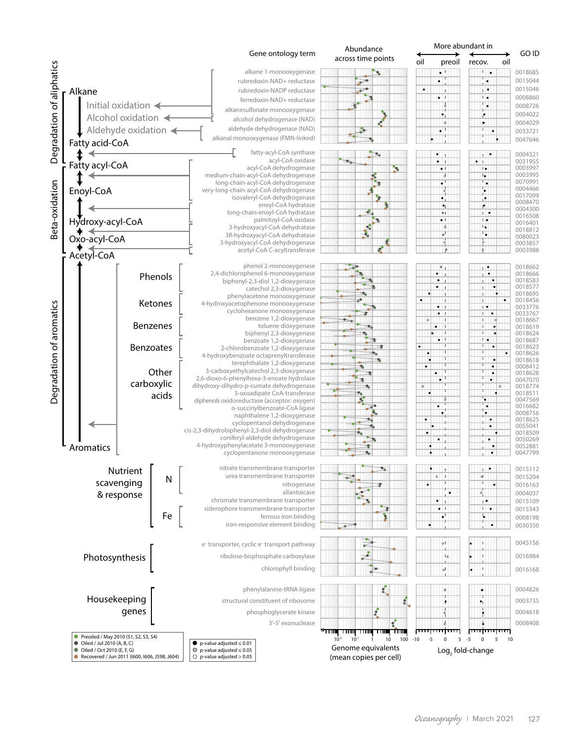Gene ontology term

Abundance across time points

More abundant in

oil preoil

recov. oil

GO ID

Degradation of aliphatics

Alkane

Initial oxidation

Alcohol oxidation

Aldehyde oxidation

Fatty acid-CoA

alkane 1-monooxygenase 0018685
rubredoxin-NAD+ reductase 0015044
rubredoxin-NADP reductase 0015046
ferredoxin-NAD+ reductase 0008860
alkanesulfonate monooxygenase 0008726
alcohol dehydrogenase (NAD) 0004022
aldehyde dehydrogenase (NAD) 0004029
alkanal monooxygenase (FMN-linked) 0033721
0047646

Beta-oxidation

Fatty acyl-CoA

Enoyl-CoA

Hydroxy-acyl-CoA

Oxo-acyl-CoA

Acetyl-CoA

fatty-acyl-CoA synthase 0004321
acyl-CoA oxidase 0031955
acyl-CoA dehydrogenase 0003997
medium-chain-acyl-CoA dehydrogenase 0003995
long-chain-acyl-CoA dehydrogenase 0070991
very-long-chain-acyl-CoA dehydrogenase 0004466
isovaleryl-CoA dehydrogenase 0017099
enoyl-CoA hydratase 0008470
long-chain-enoyl-CoA hydratase 0004300
palmitoyl-CoA oxidase 0016508
3-hydroxyacyl-CoA dehydratase 0016401
3R-hydroxyacyl-CoA dehydratase 0018812
3-hydroxyacyl-CoA dehydrogenase 0080023
acetyl-CoA C-acyltransferase 0003857
0003988

Degradation of aromatics

Phenols

Ketones

Benzenes

Benzoates

Other carboxylic acids

Aromatics

phenol 2-monooxygenase 0018662
2,4-dichlorophenol 6-monooxygenase 0018666
biphenyl-2,3-diol 1,2-dioxygenase 0018583
catechol 2,3-dioxygenase 0018577
phenylacetone monooxygenase 0018695
4-hydroxyacetophenone monooxygenase 0018456
cyclohexanone monooxygenase 0033776
benzene 1,2-dioxygenase 0033767
toluene dioxygenase 0018667
biphenyl 2,3-dioxygenase 0018619
benzoate 1,2-dioxygenase 0018624
2-chlorobenzoate 1,2-dioxygenase 0018687
4-hydroxybenzoate octaprenyltransferase 0018623
terephthalate 1,2-dioxygenase 0018626
3-carboxyethylcatechol 2,3-dioxygenase 0018618
2,6-dioxo-6-phenylhexa-3-enoate hydrolase 0008412
dihydroxy-dihydro-p-cumate dehydrogenase 0018628
3-oxoadipate CoA-transferase 0047070
diphenols oxidoreductase (acceptor: oxygen) 0018774
o-succinylbenzoate-CoA ligase 0018511
naphthalene 1,2-dioxygenase 0047569
cyclopentanol dehydrogenase 0016682
cis-2,3-dihydrobiphenyl-2,3-diol dehydrogenase 0008756
coniferyl-aldehyde dehydrogenase 0018625
4-hydroxyphenylacetate 3-monooxygenase 0055041
cyclopentanone monooxygenase 0018509
0050269
0052881
0047799

Nutrient scavenging & response

N

Fe

nitrate transmembrane transporter 0015112
urea transmembrane transporter 0015204
nitrogenase 0016163
allantoicase 0004037
chromate transmembrane transporter 0015109
siderophore transmembrane transporter 0015343
ferrous iron binding 0008198
iron-responsive element binding 0030350

Photosynthesis

e⁻ transporter, cyclic e⁻ transport pathway 0045156
ribulose-bisphosphate carboxylase 0016984
chlorophyll binding 0016168

Housekeeping genes

phenylalanine-tRNA ligase 0004826
structural constituent of ribosome 0003735
phosphoglycerate kinase 0004618
3'-5' exonuclease 0008408

Preoiled / May 2010 (S1, S2, S3, S4)
Oiled / Jul 2010 (A, B, C)
Oiled / Oct 2010 (E, F, G)
Recovered / Jun 2011 (I600, I606, J598, J604)

p-value adjusted ≤ 0.01
p-value adjusted ≤ 0.05
p-value adjusted > 0.05

$10^{-2}$ $10^{-1}$ 1 10 100

Genome equivalents (mean copies per cell)

-10 -5 0 5 -5 0 5 10

$Log_2$ fold-change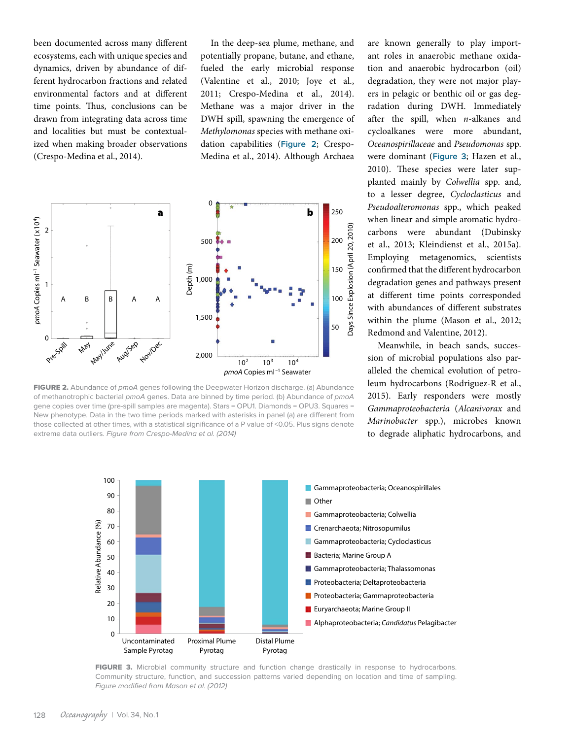been documented across many different ecosystems, each with unique species and dynamics, driven by abundance of different hydrocarbon fractions and related environmental factors and at different time points. Thus, conclusions can be drawn from integrating data across time and localities but must be contextualized when making broader observations (Crespo-Medina et al., 2014).

In the deep-sea plume, methane, and potentially propane, butane, and ethane, fueled the early microbial response (Valentine et al., 2010; Joye et al., 2011; Crespo-Medina et al., 2014). Methane was a major driver in the DWH spill, spawning the emergence of *Methylomonas* species with methane oxidation capabilities (Figure 2; Crespo-Medina et al., 2014). Although Archaea are known generally to play important roles in anaerobic methane oxidation and anaerobic hydrocarbon (oil) degradation, they were not major players in pelagic or benthic oil or gas degradation during DWH. Immediately after the spill, when *n*-alkanes and cycloalkanes were more abundant, *Oceanospirillaceae* and *Pseudomonas* spp. were dominant (Figure 3; Hazen et al., 2010). These species were later supplanted mainly by *Colwellia* spp. and, to a lesser degree, *Cycloclasticus* and *Pseudoalteromonas* spp., which peaked when linear and simple aromatic hydrocarbons were abundant (Dubinsky et al., 2013; Kleindienst et al., 2015a). Employing metagenomics, scientists confirmed that the different hydrocarbon degradation genes and pathways present at different time points corresponded with abundances of different substrates within the plume (Mason et al., 2012; Redmond and Valentine, 2012).

Meanwhile, in beach sands, succession of microbial populations also paralleled the chemical evolution of petroleum hydrocarbons (Rodriguez-R et al., 2015). Early responders were mostly *Gammaproteobacteria* (*Alcanivorax* and *Marinobacter* spp.), microbes known to degrade aliphatic hydrocarbons, and

a
*pmoA* Copies ml$^{-1}$ Seawater ($\times 10^4$)
0
1
2
A B B A A
Pre-Spill
May
May/June
Aug/Sep
Nov/Dec

b
Depth (m)
0
500
1,000
1,500
2,000
$10^2$ $10^3$ $10^4$
*pmoA* Copies ml$^{-1}$ Seawater
Days Since Explosion (April 20, 2010)
50 100 150 200 250

**FIGURE 2.** Abundance of *pmoA* genes following the Deepwater Horizon discharge. (a) Abundance of methanotrophic bacterial *pmoA* genes. Data are binned by time period. (b) Abundance of *pmoA* gene copies over time (pre-spill samples are magenta). Stars = OPU1. Diamonds = OPU3. Squares = New phenotype. Data in the two time periods marked with asterisks in panel (a) are different from those collected at other times, with a statistical significance of a P value of <0.05. Plus signs denote extreme data outliers. *Figure from Crespo-Medina et al. (2014)*

Relative Abundance (%)
0
10
20
30
40
50
60
70
80
90
100
Uncontaminated Sample Pyrotag
Proximal Plume Pyrotag
Distal Plume Pyrotag

Gammaproteobacteria; Oceanospirillales
Other
Gammaproteobacteria; Colwellia
Crenarchaeota; Nitrosopumilus
Gammaproteobacteria; Cycloclasticus
Bacteria; Marine Group A
Gammaproteobacteria; Thalassomonas
Proteobacteria; Deltaproteobacteria
Proteobacteria; Gammaproteobacteria
Euryarchaeota; Marine Group II
Alphaproteobacteria; *Candidatus* Pelagibacter

**FIGURE 3.** Microbial community structure and function change drastically in response to hydrocarbons. Community structure, function, and succession patterns varied depending on location and time of sampling. *Figure modified from Mason et al. (2012)*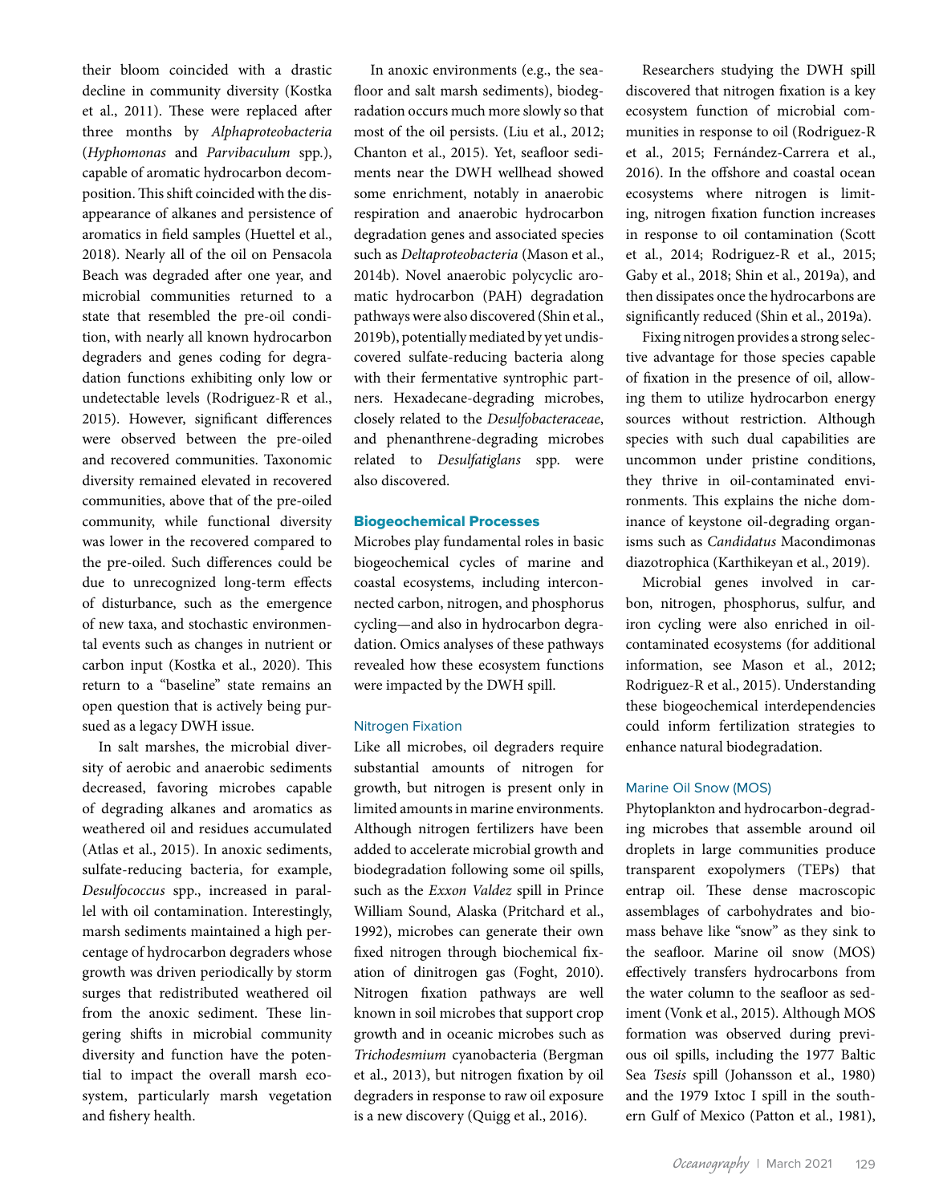their bloom coincided with a drastic decline in community diversity (Kostka et al., 2011). These were replaced after three months by *Alphaproteobacteria* (*Hyphomonas* and *Parvibaculum* spp.), capable of aromatic hydrocarbon decomposition. This shift coincided with the disappearance of alkanes and persistence of aromatics in field samples (Huettel et al., 2018). Nearly all of the oil on Pensacola Beach was degraded after one year, and microbial communities returned to a state that resembled the pre-oil condition, with nearly all known hydrocarbon degraders and genes coding for degradation functions exhibiting only low or undetectable levels (Rodriguez-R et al., 2015). However, significant differences were observed between the pre-oiled and recovered communities. Taxonomic diversity remained elevated in recovered communities, above that of the pre-oiled community, while functional diversity was lower in the recovered compared to the pre-oiled. Such differences could be due to unrecognized long-term effects of disturbance, such as the emergence of new taxa, and stochastic environmental events such as changes in nutrient or carbon input (Kostka et al., 2020). This return to a "baseline" state remains an open question that is actively being pursued as a legacy DWH issue.

In salt marshes, the microbial diversity of aerobic and anaerobic sediments decreased, favoring microbes capable of degrading alkanes and aromatics as weathered oil and residues accumulated (Atlas et al., 2015). In anoxic sediments, sulfate-reducing bacteria, for example, *Desulfococcus* spp., increased in parallel with oil contamination. Interestingly, marsh sediments maintained a high percentage of hydrocarbon degraders whose growth was driven periodically by storm surges that redistributed weathered oil from the anoxic sediment. These lingering shifts in microbial community diversity and function have the potential to impact the overall marsh ecosystem, particularly marsh vegetation and fishery health.

In anoxic environments (e.g., the seafloor and salt marsh sediments), biodegradation occurs much more slowly so that most of the oil persists. (Liu et al., 2012; Chanton et al., 2015). Yet, seafloor sediments near the DWH wellhead showed some enrichment, notably in anaerobic respiration and anaerobic hydrocarbon degradation genes and associated species such as *Deltaproteobacteria* (Mason et al., 2014b). Novel anaerobic polycyclic aromatic hydrocarbon (PAH) degradation pathways were also discovered (Shin et al., 2019b), potentially mediated by yet undiscovered sulfate-reducing bacteria along with their fermentative syntrophic partners. Hexadecane-degrading microbes, closely related to the *Desulfobacteraceae*, and phenanthrene-degrading microbes related to *Desulfatiglans* spp. were also discovered.

## Biogeochemical Processes

Microbes play fundamental roles in basic biogeochemical cycles of marine and coastal ecosystems, including interconnected carbon, nitrogen, and phosphorus cycling—and also in hydrocarbon degradation. Omics analyses of these pathways revealed how these ecosystem functions were impacted by the DWH spill.

### Nitrogen Fixation

Like all microbes, oil degraders require substantial amounts of nitrogen for growth, but nitrogen is present only in limited amounts in marine environments. Although nitrogen fertilizers have been added to accelerate microbial growth and biodegradation following some oil spills, such as the *Exxon Valdez* spill in Prince William Sound, Alaska (Pritchard et al., 1992), microbes can generate their own fixed nitrogen through biochemical fixation of dinitrogen gas (Foght, 2010). Nitrogen fixation pathways are well known in soil microbes that support crop growth and in oceanic microbes such as *Trichodesmium* cyanobacteria (Bergman et al., 2013), but nitrogen fixation by oil degraders in response to raw oil exposure is a new discovery (Quigg et al., 2016).

Researchers studying the DWH spill discovered that nitrogen fixation is a key ecosystem function of microbial communities in response to oil (Rodriguez-R et al., 2015; Fernández-Carrera et al., 2016). In the offshore and coastal ocean ecosystems where nitrogen is limiting, nitrogen fixation function increases in response to oil contamination (Scott et al., 2014; Rodriguez-R et al., 2015; Gaby et al., 2018; Shin et al., 2019a), and then dissipates once the hydrocarbons are significantly reduced (Shin et al., 2019a).

Fixing nitrogen provides a strong selective advantage for those species capable of fixation in the presence of oil, allowing them to utilize hydrocarbon energy sources without restriction. Although species with such dual capabilities are uncommon under pristine conditions, they thrive in oil-contaminated environments. This explains the niche dominance of keystone oil-degrading organisms such as *Candidatus* Macondimonas diazotrophica (Karthikeyan et al., 2019).

Microbial genes involved in carbon, nitrogen, phosphorus, sulfur, and iron cycling were also enriched in oil-contaminated ecosystems (for additional information, see Mason et al., 2012; Rodriguez-R et al., 2015). Understanding these biogeochemical interdependencies could inform fertilization strategies to enhance natural biodegradation.

### Marine Oil Snow (MOS)

Phytoplankton and hydrocarbon-degrading microbes that assemble around oil droplets in large communities produce transparent exopolymers (TEPs) that entrap oil. These dense macroscopic assemblages of carbohydrates and biomass behave like "snow" as they sink to the seafloor. Marine oil snow (MOS) effectively transfers hydrocarbons from the water column to the seafloor as sediment (Vonk et al., 2015). Although MOS formation was observed during previous oil spills, including the 1977 Baltic Sea *Tsesis* spill (Johansson et al., 1980) and the 1979 Ixtoc I spill in the southern Gulf of Mexico (Patton et al., 1981),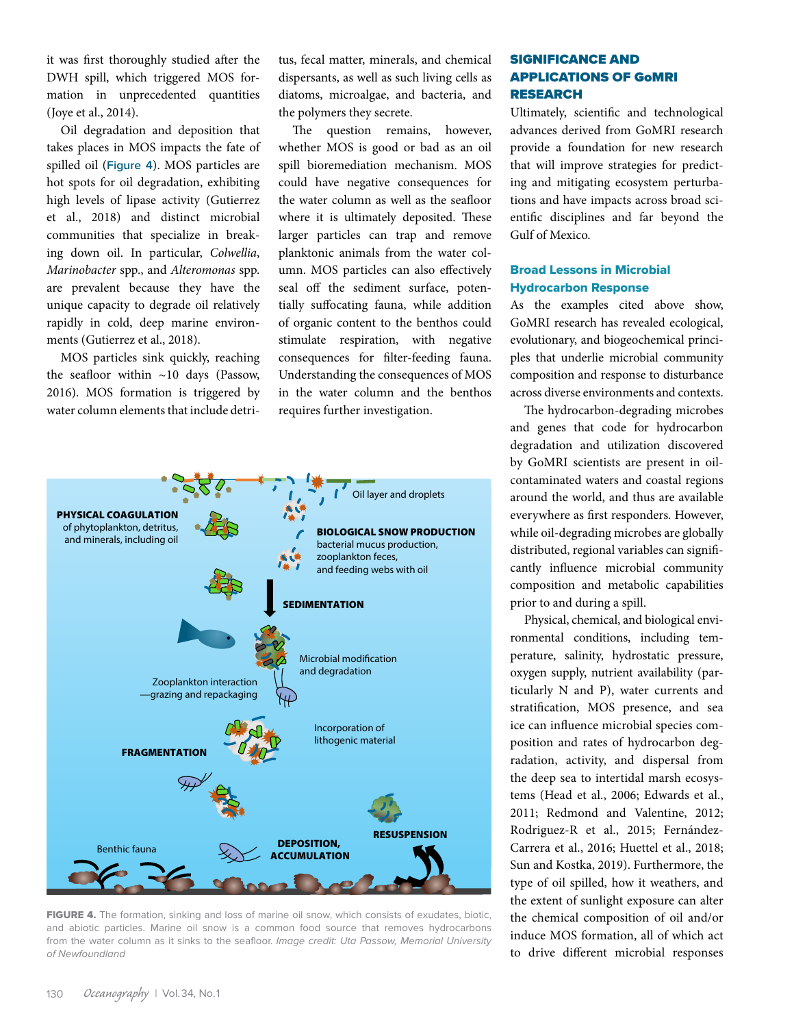it was first thoroughly studied after the DWH spill, which triggered MOS formation in unprecedented quantities (Joye et al., 2014).

Oil degradation and deposition that takes places in MOS impacts the fate of spilled oil (Figure 4). MOS particles are hot spots for oil degradation, exhibiting high levels of lipase activity (Gutierrez et al., 2018) and distinct microbial communities that specialize in breaking down oil. In particular, *Colwellia*, *Marinobacter* spp., and *Alteromonas* spp. are prevalent because they have the unique capacity to degrade oil relatively rapidly in cold, deep marine environments (Gutierrez et al., 2018).

MOS particles sink quickly, reaching the seafloor within ~10 days (Passow, 2016). MOS formation is triggered by water column elements that include detritus, fecal matter, minerals, and chemical dispersants, as well as such living cells as diatoms, microalgae, and bacteria, and the polymers they secrete.

The question remains, however, whether MOS is good or bad as an oil spill bioremediation mechanism. MOS could have negative consequences for the water column as well as the seafloor where it is ultimately deposited. These larger particles can trap and remove planktonic animals from the water column. MOS particles can also effectively seal off the sediment surface, potentially suffocating fauna, while addition of organic content to the benthos could stimulate respiration, with negative consequences for filter-feeding fauna. Understanding the consequences of MOS in the water column and the benthos requires further investigation.

Oil layer and droplets

PHYSICAL COAGULATION of phytoplankton, detritus, and minerals, including oil

BIOLOGICAL SNOW PRODUCTION bacterial mucus production, zooplankton feces, and feeding webs with oil

SEDIMENTATION

Microbial modification and degradation

Zooplankton interaction —grazing and repackaging

Incorporation of lithogenic material

FRAGMENTATION

RESUSPENSION

Benthic fauna

DEPOSITION, ACCUMULATION

**FIGURE 4.** The formation, sinking and loss of marine oil snow, which consists of exudates, biotic, and abiotic particles. Marine oil snow is a common food source that removes hydrocarbons from the water column as it sinks to the seafloor. *Image credit: Uta Passow, Memorial University of Newfoundland*

## SIGNIFICANCE AND APPLICATIONS OF GoMRI RESEARCH

Ultimately, scientific and technological advances derived from GoMRI research provide a foundation for new research that will improve strategies for predicting and mitigating ecosystem perturbations and have impacts across broad scientific disciplines and far beyond the Gulf of Mexico.

### Broad Lessons in Microbial Hydrocarbon Response

As the examples cited above show, GoMRI research has revealed ecological, evolutionary, and biogeochemical principles that underlie microbial community composition and response to disturbance across diverse environments and contexts.

The hydrocarbon-degrading microbes and genes that code for hydrocarbon degradation and utilization discovered by GoMRI scientists are present in oil-contaminated waters and coastal regions around the world, and thus are available everywhere as first responders. However, while oil-degrading microbes are globally distributed, regional variables can significantly influence microbial community composition and metabolic capabilities prior to and during a spill.

Physical, chemical, and biological environmental conditions, including temperature, salinity, hydrostatic pressure, oxygen supply, nutrient availability (particularly N and P), water currents and stratification, MOS presence, and sea ice can influence microbial species composition and rates of hydrocarbon degradation, activity, and dispersal from the deep sea to intertidal marsh ecosystems (Head et al., 2006; Edwards et al., 2011; Redmond and Valentine, 2012; Rodriguez-R et al., 2015; Fernández-Carrera et al., 2016; Huettel et al., 2018; Sun and Kostka, 2019). Furthermore, the type of oil spilled, how it weathers, and the extent of sunlight exposure can alter the chemical composition of oil and/or induce MOS formation, all of which act to drive different microbial responses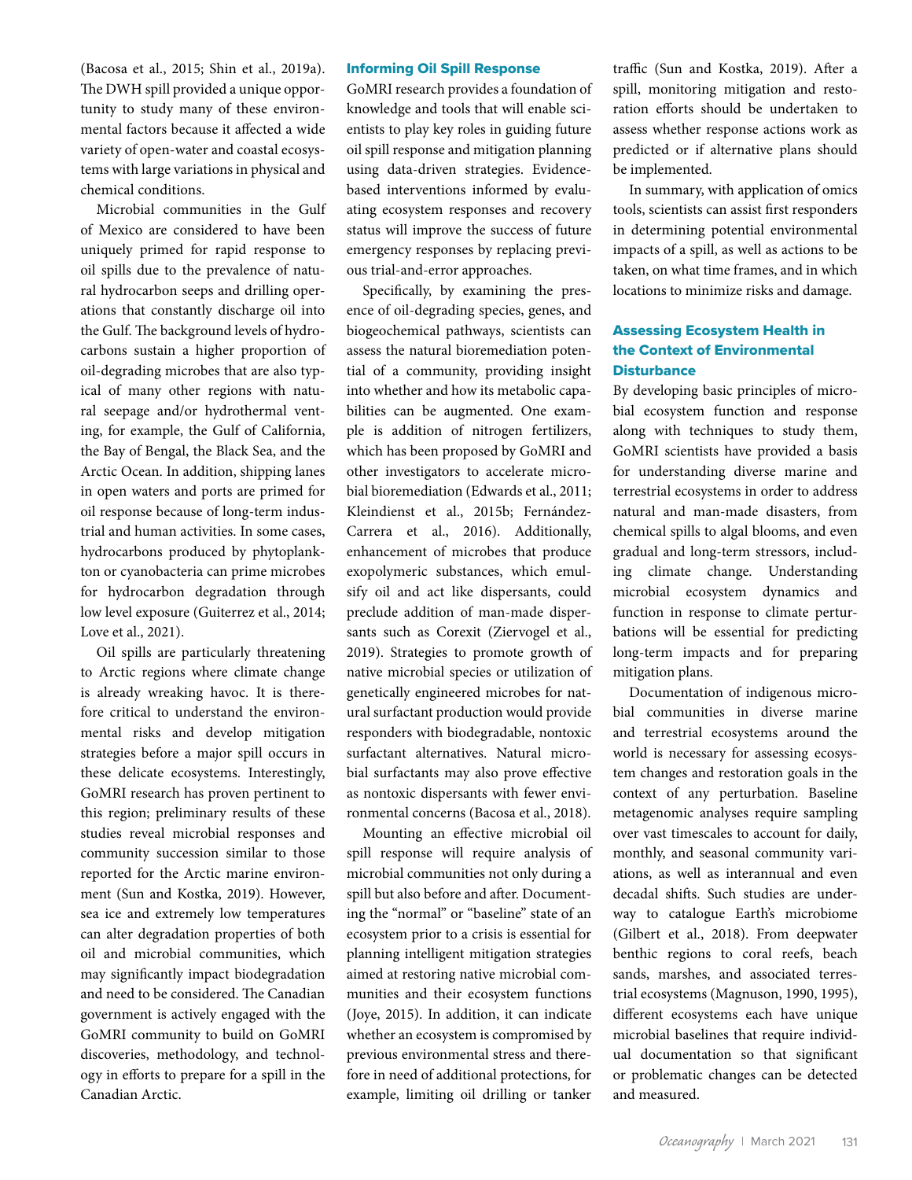(Bacosa et al., 2015; Shin et al., 2019a). The DWH spill provided a unique opportunity to study many of these environmental factors because it affected a wide variety of open-water and coastal ecosystems with large variations in physical and chemical conditions.

Microbial communities in the Gulf of Mexico are considered to have been uniquely primed for rapid response to oil spills due to the prevalence of natural hydrocarbon seeps and drilling operations that constantly discharge oil into the Gulf. The background levels of hydrocarbons sustain a higher proportion of oil-degrading microbes that are also typical of many other regions with natural seepage and/or hydrothermal venting, for example, the Gulf of California, the Bay of Bengal, the Black Sea, and the Arctic Ocean. In addition, shipping lanes in open waters and ports are primed for oil response because of long-term industrial and human activities. In some cases, hydrocarbons produced by phytoplankton or cyanobacteria can prime microbes for hydrocarbon degradation through low level exposure (Guiterrez et al., 2014; Love et al., 2021).

Oil spills are particularly threatening to Arctic regions where climate change is already wreaking havoc. It is therefore critical to understand the environmental risks and develop mitigation strategies before a major spill occurs in these delicate ecosystems. Interestingly, GoMRI research has proven pertinent to this region; preliminary results of these studies reveal microbial responses and community succession similar to those reported for the Arctic marine environment (Sun and Kostka, 2019). However, sea ice and extremely low temperatures can alter degradation properties of both oil and microbial communities, which may significantly impact biodegradation and need to be considered. The Canadian government is actively engaged with the GoMRI community to build on GoMRI discoveries, methodology, and technology in efforts to prepare for a spill in the Canadian Arctic.

## Informing Oil Spill Response

GoMRI research provides a foundation of knowledge and tools that will enable scientists to play key roles in guiding future oil spill response and mitigation planning using data-driven strategies. Evidence-based interventions informed by evaluating ecosystem responses and recovery status will improve the success of future emergency responses by replacing previous trial-and-error approaches.

Specifically, by examining the presence of oil-degrading species, genes, and biogeochemical pathways, scientists can assess the natural bioremediation potential of a community, providing insight into whether and how its metabolic capabilities can be augmented. One example is addition of nitrogen fertilizers, which has been proposed by GoMRI and other investigators to accelerate microbial bioremediation (Edwards et al., 2011; Kleindienst et al., 2015b; Fernández-Carrera et al., 2016). Additionally, enhancement of microbes that produce exopolymeric substances, which emulsify oil and act like dispersants, could preclude addition of man-made dispersants such as Corexit (Ziervogel et al., 2019). Strategies to promote growth of native microbial species or utilization of genetically engineered microbes for natural surfactant production would provide responders with biodegradable, nontoxic surfactant alternatives. Natural microbial surfactants may also prove effective as nontoxic dispersants with fewer environmental concerns (Bacosa et al., 2018).

Mounting an effective microbial oil spill response will require analysis of microbial communities not only during a spill but also before and after. Documenting the "normal" or "baseline" state of an ecosystem prior to a crisis is essential for planning intelligent mitigation strategies aimed at restoring native microbial communities and their ecosystem functions (Joye, 2015). In addition, it can indicate whether an ecosystem is compromised by previous environmental stress and therefore in need of additional protections, for example, limiting oil drilling or tanker traffic (Sun and Kostka, 2019). After a spill, monitoring mitigation and restoration efforts should be undertaken to assess whether response actions work as predicted or if alternative plans should be implemented.

In summary, with application of omics tools, scientists can assist first responders in determining potential environmental impacts of a spill, as well as actions to be taken, on what time frames, and in which locations to minimize risks and damage.

## Assessing Ecosystem Health in the Context of Environmental Disturbance

By developing basic principles of microbial ecosystem function and response along with techniques to study them, GoMRI scientists have provided a basis for understanding diverse marine and terrestrial ecosystems in order to address natural and man-made disasters, from chemical spills to algal blooms, and even gradual and long-term stressors, including climate change. Understanding microbial ecosystem dynamics and function in response to climate perturbations will be essential for predicting long-term impacts and for preparing mitigation plans.

Documentation of indigenous microbial communities in diverse marine and terrestrial ecosystems around the world is necessary for assessing ecosystem changes and restoration goals in the context of any perturbation. Baseline metagenomic analyses require sampling over vast timescales to account for daily, monthly, and seasonal community variations, as well as interannual and even decadal shifts. Such studies are underway to catalogue Earth's microbiome (Gilbert et al., 2018). From deepwater benthic regions to coral reefs, beach sands, marshes, and associated terrestrial ecosystems (Magnuson, 1990, 1995), different ecosystems each have unique microbial baselines that require individual documentation so that significant or problematic changes can be detected and measured.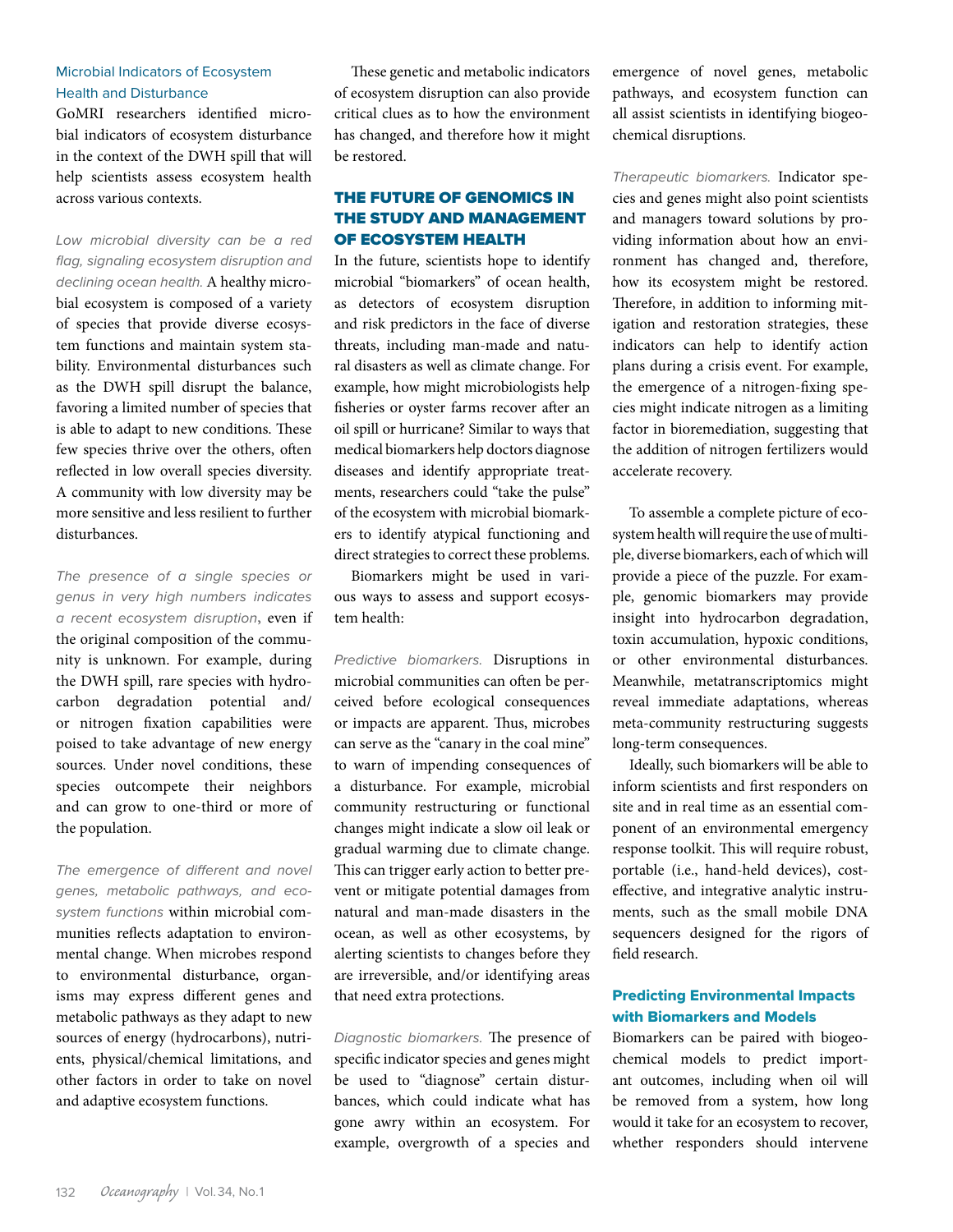### Microbial Indicators of Ecosystem Health and Disturbance

GoMRI researchers identified microbial indicators of ecosystem disturbance in the context of the DWH spill that will help scientists assess ecosystem health across various contexts.

*Low microbial diversity can be a red flag, signaling ecosystem disruption and declining ocean health.* A healthy microbial ecosystem is composed of a variety of species that provide diverse ecosystem functions and maintain system stability. Environmental disturbances such as the DWH spill disrupt the balance, favoring a limited number of species that is able to adapt to new conditions. These few species thrive over the others, often reflected in low overall species diversity. A community with low diversity may be more sensitive and less resilient to further disturbances.

*The presence of a single species or genus in very high numbers indicates a recent ecosystem disruption*, even if the original composition of the community is unknown. For example, during the DWH spill, rare species with hydrocarbon degradation potential and/or nitrogen fixation capabilities were poised to take advantage of new energy sources. Under novel conditions, these species outcompete their neighbors and can grow to one-third or more of the population.

*The emergence of different and novel genes, metabolic pathways, and ecosystem functions* within microbial communities reflects adaptation to environmental change. When microbes respond to environmental disturbance, organisms may express different genes and metabolic pathways as they adapt to new sources of energy (hydrocarbons), nutrients, physical/chemical limitations, and other factors in order to take on novel and adaptive ecosystem functions.

These genetic and metabolic indicators of ecosystem disruption can also provide critical clues as to how the environment has changed, and therefore how it might be restored.

## THE FUTURE OF GENOMICS IN THE STUDY AND MANAGEMENT OF ECOSYSTEM HEALTH

In the future, scientists hope to identify microbial "biomarkers" of ocean health, as detectors of ecosystem disruption and risk predictors in the face of diverse threats, including man-made and natural disasters as well as climate change. For example, how might microbiologists help fisheries or oyster farms recover after an oil spill or hurricane? Similar to ways that medical biomarkers help doctors diagnose diseases and identify appropriate treatments, researchers could "take the pulse" of the ecosystem with microbial biomarkers to identify atypical functioning and direct strategies to correct these problems.

Biomarkers might be used in various ways to assess and support ecosystem health:

*Predictive biomarkers.* Disruptions in microbial communities can often be perceived before ecological consequences or impacts are apparent. Thus, microbes can serve as the "canary in the coal mine" to warn of impending consequences of a disturbance. For example, microbial community restructuring or functional changes might indicate a slow oil leak or gradual warming due to climate change. This can trigger early action to better prevent or mitigate potential damages from natural and man-made disasters in the ocean, as well as other ecosystems, by alerting scientists to changes before they are irreversible, and/or identifying areas that need extra protections.

*Diagnostic biomarkers.* The presence of specific indicator species and genes might be used to "diagnose" certain disturbances, which could indicate what has gone awry within an ecosystem. For example, overgrowth of a species and emergence of novel genes, metabolic pathways, and ecosystem function can all assist scientists in identifying biogeochemical disruptions.

*Therapeutic biomarkers.* Indicator species and genes might also point scientists and managers toward solutions by providing information about how an environment has changed and, therefore, how its ecosystem might be restored. Therefore, in addition to informing mitigation and restoration strategies, these indicators can help to identify action plans during a crisis event. For example, the emergence of a nitrogen-fixing species might indicate nitrogen as a limiting factor in bioremediation, suggesting that the addition of nitrogen fertilizers would accelerate recovery.

To assemble a complete picture of ecosystem health will require the use of multiple, diverse biomarkers, each of which will provide a piece of the puzzle. For example, genomic biomarkers may provide insight into hydrocarbon degradation, toxin accumulation, hypoxic conditions, or other environmental disturbances. Meanwhile, metatranscriptomics might reveal immediate adaptations, whereas meta-community restructuring suggests long-term consequences.

Ideally, such biomarkers will be able to inform scientists and first responders on site and in real time as an essential component of an environmental emergency response toolkit. This will require robust, portable (i.e., hand-held devices), cost-effective, and integrative analytic instruments, such as the small mobile DNA sequencers designed for the rigors of field research.

### Predicting Environmental Impacts with Biomarkers and Models

Biomarkers can be paired with biogeochemical models to predict important outcomes, including when oil will be removed from a system, how long would it take for an ecosystem to recover, whether responders should intervene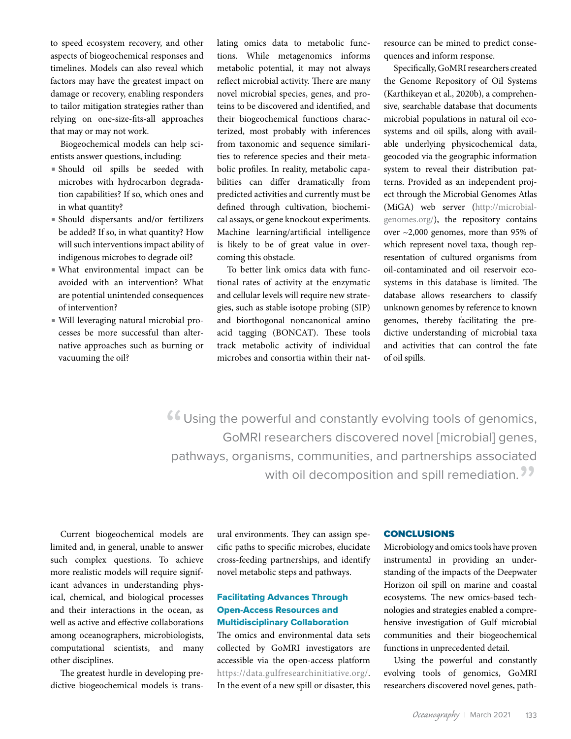to speed ecosystem recovery, and other aspects of biogeochemical responses and timelines. Models can also reveal which factors may have the greatest impact on damage or recovery, enabling responders to tailor mitigation strategies rather than relying on one-size-fits-all approaches that may or may not work.

Biogeochemical models can help scientists answer questions, including:

- Should oil spills be seeded with microbes with hydrocarbon degradation capabilities? If so, which ones and in what quantity?
- Should dispersants and/or fertilizers be added? If so, in what quantity? How will such interventions impact ability of indigenous microbes to degrade oil?
- What environmental impact can be avoided with an intervention? What are potential unintended consequences of intervention?
- Will leveraging natural microbial processes be more successful than alternative approaches such as burning or vacuuming the oil?

Current biogeochemical models are limited and, in general, unable to answer such complex questions. To achieve more realistic models will require significant advances in understanding physical, chemical, and biological processes and their interactions in the ocean, as well as active and effective collaborations among oceanographers, microbiologists, computational scientists, and many other disciplines.

The greatest hurdle in developing predictive biogeochemical models is translating omics data to metabolic functions. While metagenomics informs metabolic potential, it may not always reflect microbial activity. There are many novel microbial species, genes, and proteins to be discovered and identified, and their biogeochemical functions characterized, most probably with inferences from taxonomic and sequence similarities to reference species and their metabolic profiles. In reality, metabolic capabilities can differ dramatically from predicted activities and currently must be defined through cultivation, biochemical assays, or gene knockout experiments. Machine learning/artificial intelligence is likely to be of great value in overcoming this obstacle.

To better link omics data with functional rates of activity at the enzymatic and cellular levels will require new strategies, such as stable isotope probing (SIP) and biorthogonal noncanonical amino acid tagging (BONCAT). These tools track metabolic activity of individual microbes and consortia within their natural environments. They can assign specific paths to specific microbes, elucidate cross-feeding partnerships, and identify novel metabolic steps and pathways.

### Facilitating Advances Through Open-Access Resources and Multidisciplinary Collaboration

The omics and environmental data sets collected by GoMRI investigators are accessible via the open-access platform https://data.gulfresearchinitiative.org/. In the event of a new spill or disaster, this resource can be mined to predict consequences and inform response.

Specifically, GoMRI researchers created the Genome Repository of Oil Systems (Karthikeyan et al., 2020b), a comprehensive, searchable database that documents microbial populations in natural oil ecosystems and oil spills, along with available underlying physicochemical data, geocoded via the geographic information system to reveal their distribution patterns. Provided as an independent project through the Microbial Genomes Atlas (MiGA) web server (http://microbial-genomes.org/), the repository contains over ~2,000 genomes, more than 95% of which represent novel taxa, though representation of cultured organisms from oil-contaminated and oil reservoir ecosystems in this database is limited. The database allows researchers to classify unknown genomes by reference to known genomes, thereby facilitating the predictive understanding of microbial taxa and activities that can control the fate of oil spills.

> "Using the powerful and constantly evolving tools of genomics, GoMRI researchers discovered novel [microbial] genes, pathways, organisms, communities, and partnerships associated with oil decomposition and spill remediation."

## CONCLUSIONS

Microbiology and omics tools have proven instrumental in providing an understanding of the impacts of the Deepwater Horizon oil spill on marine and coastal ecosystems. The new omics-based technologies and strategies enabled a comprehensive investigation of Gulf microbial communities and their biogeochemical functions in unprecedented detail.

Using the powerful and constantly evolving tools of genomics, GoMRI researchers discovered novel genes, path-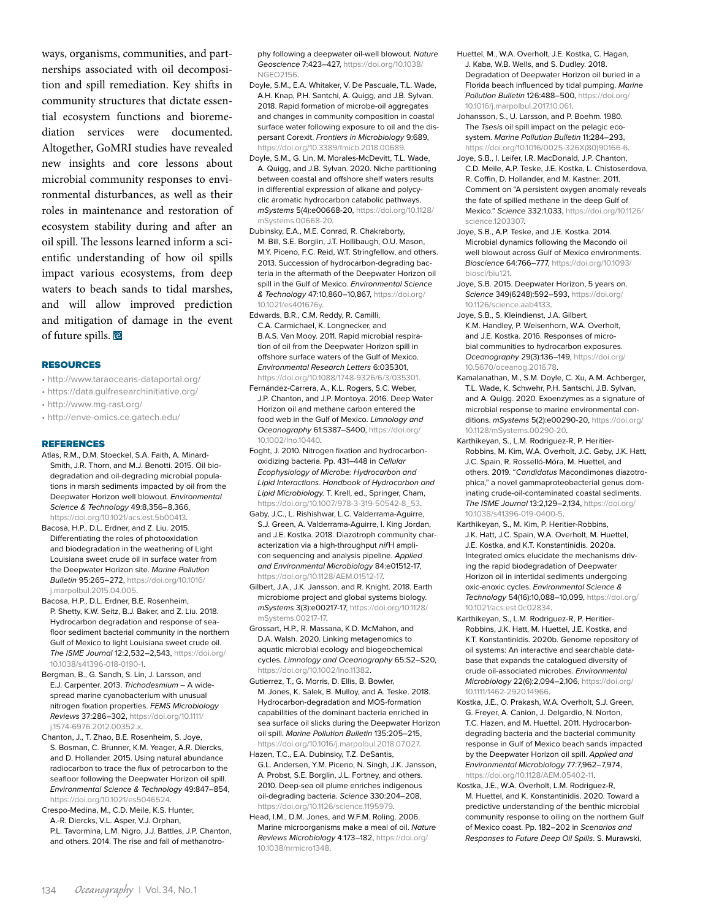ways, organisms, communities, and partnerships associated with oil decomposition and spill remediation. Key shifts in community structures that dictate essential ecosystem functions and bioremediation services were documented. Altogether, GoMRI studies have revealed new insights and core lessons about microbial community responses to environmental disturbances, as well as their roles in maintenance and restoration of ecosystem stability during and after an oil spill. The lessons learned inform a scientific understanding of how oil spills impact various ecosystems, from deep waters to beach sands to tidal marshes, and will allow improved prediction and mitigation of damage in the event of future spills.

## RESOURCES

- http://www.taraoceans-dataportal.org/
- https://data.gulfresearchinitiative.org/
- http://www.mg-rast.org/
- http://enve-omics.ce.gatech.edu/

## REFERENCES

Atlas, R.M., D.M. Stoeckel, S.A. Faith, A. Minard-Smith, J.R. Thorn, and M.J. Benotti. 2015. Oil biodegradation and oil-degrading microbial populations in marsh sediments impacted by oil from the Deepwater Horizon well blowout. *Environmental Science & Technology* 49:8,356–8,366, https://doi.org/10.1021/acs.est.5b00413.

Bacosa, H.P., D.L. Erdner, and Z. Liu. 2015. Differentiating the roles of photooxidation and biodegradation in the weathering of Light Louisiana sweet crude oil in surface water from the Deepwater Horizon site. *Marine Pollution Bulletin* 95:265–272, https://doi.org/10.1016/j.marpolbul.2015.04.005.

Bacosa, H.P., D.L. Erdner, B.E. Rosenheim, P. Shetty, K.W. Seitz, B.J. Baker, and Z. Liu. 2018. Hydrocarbon degradation and response of seafloor sediment bacterial community in the northern Gulf of Mexico to light Louisiana sweet crude oil. *The ISME Journal* 12:2,532–2,543, https://doi.org/10.1038/s41396-018-0190-1.

Bergman, B., G. Sandh, S. Lin, J. Larsson, and E.J. Carpenter. 2013. *Trichodesmium* – A widespread marine cyanobacterium with unusual nitrogen fixation properties. *FEMS Microbiology Reviews* 37:286–302, https://doi.org/10.1111/j.1574-6976.2012.00352.x.

Chanton, J., T. Zhao, B.E. Rosenheim, S. Joye, S. Bosman, C. Brunner, K.M. Yeager, A.R. Diercks, and D. Hollander. 2015. Using natural abundance radiocarbon to trace the flux of petrocarbon to the seafloor following the Deepwater Horizon oil spill. *Environmental Science & Technology* 49:847–854, https://doi.org/10.1021/es5046524.

Crespo-Medina, M., C.D. Meile, K.S. Hunter, A.-R. Diercks, V.L. Asper, V.J. Orphan, P.L. Tavormina, L.M. Nigro, J.J. Battles, J.P. Chanton, and others. 2014. The rise and fall of methanotrophy following a deepwater oil-well blowout. *Nature Geoscience* 7:423–427, https://doi.org/10.1038/NGEO2156.

Doyle, S.M., E.A. Whitaker, V. De Pascuale, T.L. Wade, A.H. Knap, P.H. Santchi, A. Quigg, and J.B. Sylvan. 2018. Rapid formation of microbe-oil aggregates and changes in community composition in coastal surface water following exposure to oil and the dispersant Corexit. *Frontiers in Microbiology* 9:689, https://doi.org/10.3389/fmicb.2018.00689.

Doyle, S.M., G. Lin, M. Morales-McDevitt, T.L. Wade, A. Quigg, and J.B. Sylvan. 2020. Niche partitioning between coastal and offshore shelf waters results in differential expression of alkane and polycyclic aromatic hydrocarbon catabolic pathways. *mSystems* 5(4):e00668-20, https://doi.org/10.1128/mSystems.00668-20.

Dubinsky, E.A., M.E. Conrad, R. Chakraborty, M. Bill, S.E. Borglin, J.T. Hollibaugh, O.U. Mason, M.Y. Piceno, F.C. Reid, W.T. Stringfellow, and others. 2013. Succession of hydrocarbon-degrading bacteria in the aftermath of the Deepwater Horizon oil spill in the Gulf of Mexico. *Environmental Science & Technology* 47:10,860–10,867, https://doi.org/10.1021/es401676y.

Edwards, B.R., C.M. Reddy, R. Camilli, C.A. Carmichael, K. Longnecker, and B.A.S. Van Mooy. 2011. Rapid microbial respiration of oil from the Deepwater Horizon spill in offshore surface waters of the Gulf of Mexico. *Environmental Research Letters* 6:035301, https://doi.org/10.1088/1748-9326/6/3/035301.

Fernández-Carrera, A., K.L. Rogers, S.C. Weber, J.P. Chanton, and J.P. Montoya. 2016. Deep Water Horizon oil and methane carbon entered the food web in the Gulf of Mexico. *Limnology and Oceanography* 61:S387–S400, https://doi.org/10.1002/lno.10440.

Foght, J. 2010. Nitrogen fixation and hydrocarbon-oxidizing bacteria. Pp. 431–448 in *Cellular Ecophysiology of Microbe: Hydrocarbon and Lipid Interactions*. *Handbook of Hydrocarbon and Lipid Microbiology*. T. Krell, ed., Springer, Cham, https://doi.org/10.1007/978-3-319-50542-8_53.

Gaby, J.C., L. Rishishwar, L.C. Valderrama-Aguirre, S.J. Green, A. Valderrama-Aguirre, I. King Jordan, and J.E. Kostka. 2018. Diazotroph community characterization via a high-throughput *nif*H amplicon sequencing and analysis pipeline. *Applied and Environmental Microbiology* 84:e01512-17, https://doi.org/10.1128/AEM.01512-17.

Gilbert, J.A., J.K. Jansson, and R. Knight. 2018. Earth microbiome project and global systems biology. *mSystems* 3(3):e00217-17, https://doi.org/10.1128/mSystems.00217-17.

Grossart, H.P., R. Massana, K.D. McMahon, and D.A. Walsh. 2020. Linking metagenomics to aquatic microbial ecology and biogeochemical cycles. *Limnology and Oceanography* 65:S2–S20, https://doi.org/10.1002/lno.11382.

Gutierrez, T., G. Morris, D. Ellis, B. Bowler, M. Jones, K. Salek, B. Mulloy, and A. Teske. 2018. Hydrocarbon-degradation and MOS-formation capabilities of the dominant bacteria enriched in sea surface oil slicks during the Deepwater Horizon oil spill. *Marine Pollution Bulletin* 135:205–215, https://doi.org/10.1016/j.marpolbul.2018.07.027.

Hazen, T.C., E.A. Dubinsky, T.Z. DeSantis, G.L. Andersen, Y.M. Piceno, N. Singh, J.K. Jansson, A. Probst, S.E. Borglin, J.L. Fortney, and others. 2010. Deep-sea oil plume enriches indigenous oil-degrading bacteria. *Science* 330:204–208, https://doi.org/10.1126/science.1195979.

Head, I.M., D.M. Jones, and W.F.M. Roling. 2006. Marine microorganisms make a meal of oil. *Nature Reviews Microbiology* 4:173–182, https://doi.org/10.1038/nrmicro1348.

Huettel, M., W.A. Overholt, J.E. Kostka, C. Hagan, J. Kaba, W.B. Wells, and S. Dudley. 2018. Degradation of Deepwater Horizon oil buried in a Florida beach influenced by tidal pumping. *Marine Pollution Bulletin* 126:488–500, https://doi.org/10.1016/j.marpolbul.2017.10.061.

Johansson, S., U. Larsson, and P. Boehm. 1980. The *Tsesis* oil spill impact on the pelagic ecosystem. *Marine Pollution Bulletin* 11:284–293, https://doi.org/10.1016/0025-326X(80)90166-6.

Joye, S.B., I. Leifer, I.R. MacDonald, J.P. Chanton, C.D. Meile, A.P. Teske, J.E. Kostka, L. Chistoserdova, R. Coffin, D. Hollander, and M. Kastner. 2011. Comment on "A persistent oxygen anomaly reveals the fate of spilled methane in the deep Gulf of Mexico." *Science* 332:1,033, https://doi.org/10.1126/science.1203307.

Joye, S.B., A.P. Teske, and J.E. Kostka. 2014. Microbial dynamics following the Macondo oil well blowout across Gulf of Mexico environments. *Bioscience* 64:766–777, https://doi.org/10.1093/biosci/biu121.

Joye, S.B. 2015. Deepwater Horizon, 5 years on. *Science* 349(6248):592–593, https://doi.org/10.1126/science.aab4133.

Joye, S.B., S. Kleindienst, J.A. Gilbert, K.M. Handley, P. Weisenhorn, W.A. Overholt, and J.E. Kostka. 2016. Responses of microbial communities to hydrocarbon exposures. *Oceanography* 29(3):136–149, https://doi.org/10.5670/oceanog.2016.78.

Kamalanathan, M., S.M. Doyle, C. Xu, A.M. Achberger, T.L. Wade, K. Schwehr, P.H. Santschi, J.B. Sylvan, and A. Quigg. 2020. Exoenzymes as a signature of microbial response to marine environmental conditions. *mSystems* 5(2):e00290-20, https://doi.org/10.1128/mSystems.00290-20.

Karthikeyan, S., L.M. Rodriguez-R, P. Heritier-Robbins, M. Kim, W.A. Overholt, J.C. Gaby, J.K. Hatt, J.C. Spain, R. Rosselló-Móra, M. Huettel, and others. 2019. "*Candidatus* Macondimonas diazotrophica," a novel gammaproteobacterial genus dominating crude-oil-contaminated coastal sediments. *The ISME Journal* 13:2,129–2,134, https://doi.org/10.1038/s41396-019-0400-5.

Karthikeyan, S., M. Kim, P. Heritier-Robbins, J.K. Hatt, J.C. Spain, W.A. Overholt, M. Huettel, J.E. Kostka, and K.T. Konstantinidis. 2020a. Integrated omics elucidate the mechanisms driving the rapid biodegradation of Deepwater Horizon oil in intertidal sediments undergoing oxic-anoxic cycles. *Environmental Science & Technology* 54(16):10,088–10,099, https://doi.org/10.1021/acs.est.0c02834.

Karthikeyan, S., L.M. Rodriguez-R, P. Heritier-Robbins, J.K. Hatt, M. Huettel, J.E. Kostka, and K.T. Konstantinidis. 2020b. Genome repository of oil systems: An interactive and searchable database that expands the catalogued diversity of crude oil-associated microbes. *Environmental Microbiology* 22(6):2,094–2,106, https://doi.org/10.1111/1462-2920.14966.

Kostka, J.E., O. Prakash, W.A. Overholt, S.J. Green, G. Freyer, A. Canion, J. Delgardio, N. Norton, T.C. Hazen, and M. Huettel. 2011. Hydrocarbon-degrading bacteria and the bacterial community response in Gulf of Mexico beach sands impacted by the Deepwater Horizon oil spill. *Applied and Environmental Microbiology* 77:7,962–7,974, https://doi.org/10.1128/AEM.05402-11.

Kostka, J.E., W.A. Overholt, L.M. Rodriguez-R, M. Huettel, and K. Konstantinidis. 2020. Toward a predictive understanding of the benthic microbial community response to oiling on the northern Gulf of Mexico coast. Pp. 182–202 in *Scenarios and Responses to Future Deep Oil Spills*. S. Murawski,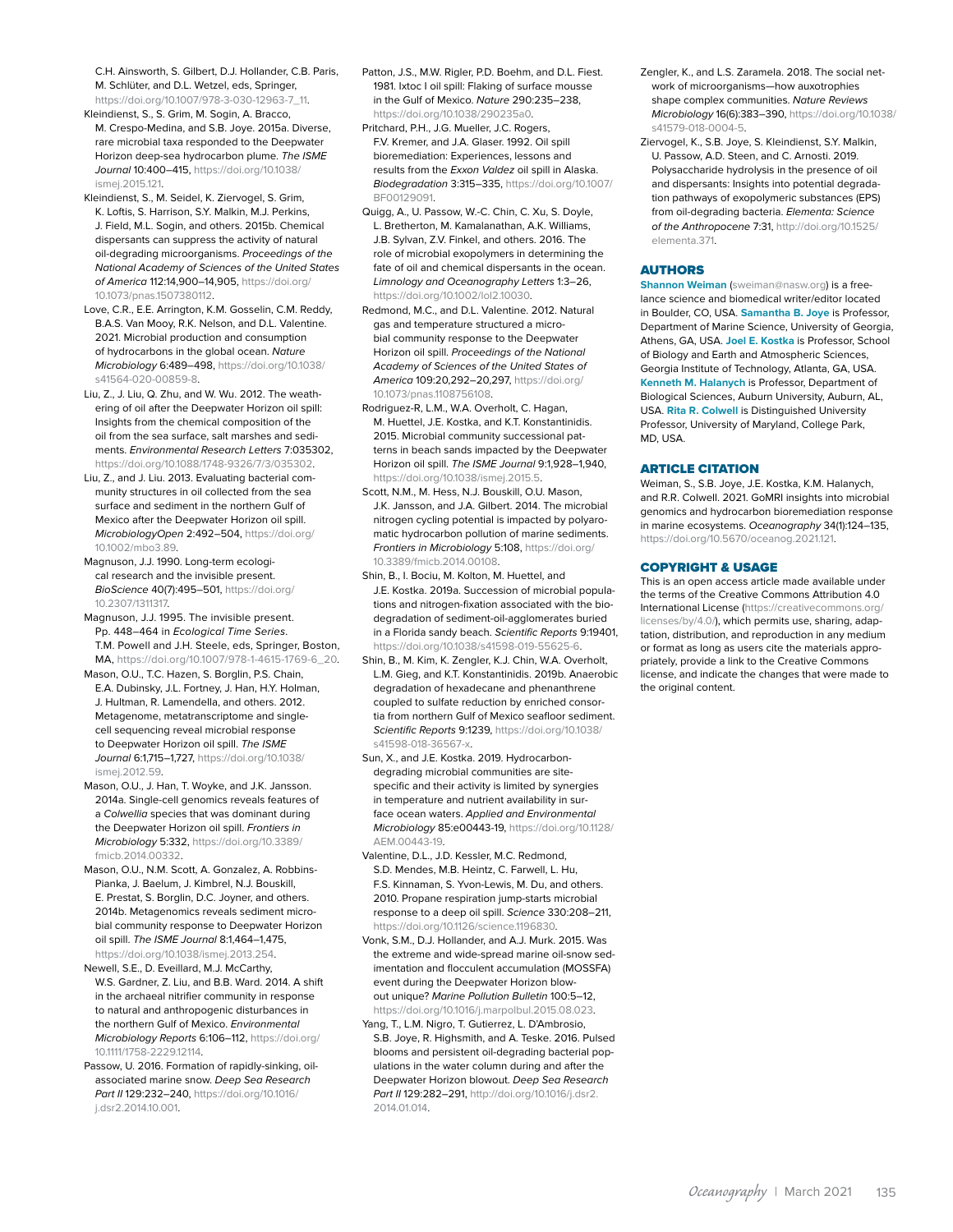C.H. Ainsworth, S. Gilbert, D.J. Hollander, C.B. Paris, M. Schlüter, and D.L. Wetzel, eds, Springer, https://doi.org/10.1007/978-3-030-12963-7_11.

Kleindienst, S., S. Grim, M. Sogin, A. Bracco, M. Crespo-Medina, and S.B. Joye. 2015a. Diverse, rare microbial taxa responded to the Deepwater Horizon deep-sea hydrocarbon plume. *The ISME Journal* 10:400–415, https://doi.org/10.1038/ismej.2015.121.

Kleindienst, S., M. Seidel, K. Ziervogel, S. Grim, K. Loftis, S. Harrison, S.Y. Malkin, M.J. Perkins, J. Field, M.L. Sogin, and others. 2015b. Chemical dispersants can suppress the activity of natural oil-degrading microorganisms. *Proceedings of the National Academy of Sciences of the United States of America* 112:14,900–14,905, https://doi.org/10.1073/pnas.1507380112.

Love, C.R., E.E. Arrington, K.M. Gosselin, C.M. Reddy, B.A.S. Van Mooy, R.K. Nelson, and D.L. Valentine. 2021. Microbial production and consumption of hydrocarbons in the global ocean. *Nature Microbiology* 6:489–498, https://doi.org/10.1038/s41564-020-00859-8.

Liu, Z., J. Liu, Q. Zhu, and W. Wu. 2012. The weathering of oil after the Deepwater Horizon oil spill: Insights from the chemical composition of the oil from the sea surface, salt marshes and sediments. *Environmental Research Letters* 7:035302, https://doi.org/10.1088/1748-9326/7/3/035302.

Liu, Z., and J. Liu. 2013. Evaluating bacterial community structures in oil collected from the sea surface and sediment in the northern Gulf of Mexico after the Deepwater Horizon oil spill. *MicrobiologyOpen* 2:492–504, https://doi.org/10.1002/mbo3.89.

Magnuson, J.J. 1990. Long-term ecological research and the invisible present. *BioScience* 40(7):495–501, https://doi.org/10.2307/1311317.

Magnuson, J.J. 1995. The invisible present. Pp. 448–464 in *Ecological Time Series*. T.M. Powell and J.H. Steele, eds, Springer, Boston, MA, https://doi.org/10.1007/978-1-4615-1769-6_20.

Mason, O.U., T.C. Hazen, S. Borglin, P.S. Chain, E.A. Dubinsky, J.L. Fortney, J. Han, H.Y. Holman, J. Hultman, R. Lamendella, and others. 2012. Metagenome, metatranscriptome and single-cell sequencing reveal microbial response to Deepwater Horizon oil spill. *The ISME Journal* 6:1,715–1,727, https://doi.org/10.1038/ismej.2012.59.

Mason, O.U., J. Han, T. Woyke, and J.K. Jansson. 2014a. Single-cell genomics reveals features of a *Colwellia* species that was dominant during the Deepwater Horizon oil spill. *Frontiers in Microbiology* 5:332, https://doi.org/10.3389/fmicb.2014.00332.

Mason, O.U., N.M. Scott, A. Gonzalez, A. Robbins-Pianka, J. Baelum, J. Kimbrel, N.J. Bouskill, E. Prestat, S. Borglin, D.C. Joyner, and others. 2014b. Metagenomics reveals sediment microbial community response to Deepwater Horizon oil spill. *The ISME Journal* 8:1,464–1,475, https://doi.org/10.1038/ismej.2013.254.

Newell, S.E., D. Eveillard, M.J. McCarthy, W.S. Gardner, Z. Liu, and B.B. Ward. 2014. A shift in the archaeal nitrifier community in response to natural and anthropogenic disturbances in the northern Gulf of Mexico. *Environmental Microbiology Reports* 6:106–112, https://doi.org/10.1111/1758-2229.12114.

Passow, U. 2016. Formation of rapidly-sinking, oil-associated marine snow. *Deep Sea Research Part II* 129:232–240, https://doi.org/10.1016/j.dsr2.2014.10.001.

Patton, J.S., M.W. Rigler, P.D. Boehm, and D.L. Fiest. 1981. Ixtoc I oil spill: Flaking of surface mousse in the Gulf of Mexico. *Nature* 290:235–238, https://doi.org/10.1038/290235a0.

Pritchard, P.H., J.G. Mueller, J.C. Rogers, F.V. Kremer, and J.A. Glaser. 1992. Oil spill bioremediation: Experiences, lessons and results from the *Exxon Valdez* oil spill in Alaska. *Biodegradation* 3:315–335, https://doi.org/10.1007/BF00129091.

Quigg, A., U. Passow, W.-C. Chin, C. Xu, S. Doyle, L. Bretherton, M. Kamalanathan, A.K. Williams, J.B. Sylvan, Z.V. Finkel, and others. 2016. The role of microbial exopolymers in determining the fate of oil and chemical dispersants in the ocean. *Limnology and Oceanography Letters* 1:3–26, https://doi.org/10.1002/lol2.10030.

Redmond, M.C., and D.L. Valentine. 2012. Natural gas and temperature structured a microbial community response to the Deepwater Horizon oil spill. *Proceedings of the National Academy of Sciences of the United States of America* 109:20,292–20,297, https://doi.org/10.1073/pnas.1108756108.

Rodriguez-R, L.M., W.A. Overholt, C. Hagan, M. Huettel, J.E. Kostka, and K.T. Konstantinidis. 2015. Microbial community successional patterns in beach sands impacted by the Deepwater Horizon oil spill. *The ISME Journal* 9:1,928–1,940, https://doi.org/10.1038/ismej.2015.5.

Scott, N.M., M. Hess, N.J. Bouskill, O.U. Mason, J.K. Jansson, and J.A. Gilbert. 2014. The microbial nitrogen cycling potential is impacted by polyaromatic hydrocarbon pollution of marine sediments. *Frontiers in Microbiology* 5:108, https://doi.org/10.3389/fmicb.2014.00108.

Shin, B., I. Bociu, M. Kolton, M. Huettel, and J.E. Kostka. 2019a. Succession of microbial populations and nitrogen-fixation associated with the biodegradation of sediment-oil-agglomerates buried in a Florida sandy beach. *Scientific Reports* 9:19401, https://doi.org/10.1038/s41598-019-55625-6.

Shin, B., M. Kim, K. Zengler, K.J. Chin, W.A. Overholt, L.M. Gieg, and K.T. Konstantinidis. 2019b. Anaerobic degradation of hexadecane and phenanthrene coupled to sulfate reduction by enriched consortia from northern Gulf of Mexico seafloor sediment. *Scientific Reports* 9:1239, https://doi.org/10.1038/s41598-018-36567-x.

Sun, X., and J.E. Kostka. 2019. Hydrocarbon-degrading microbial communities are site-specific and their activity is limited by synergies in temperature and nutrient availability in surface ocean waters. *Applied and Environmental Microbiology* 85:e00443-19, https://doi.org/10.1128/AEM.00443-19.

Valentine, D.L., J.D. Kessler, M.C. Redmond, S.D. Mendes, M.B. Heintz, C. Farwell, L. Hu, F.S. Kinnaman, S. Yvon-Lewis, M. Du, and others. 2010. Propane respiration jump-starts microbial response to a deep oil spill. *Science* 330:208–211, https://doi.org/10.1126/science.1196830.

Vonk, S.M., D.J. Hollander, and A.J. Murk. 2015. Was the extreme and wide-spread marine oil-snow sedimentation and flocculent accumulation (MOSSFA) event during the Deepwater Horizon blowout unique? *Marine Pollution Bulletin* 100:5–12, https://doi.org/10.1016/j.marpolbul.2015.08.023.

Yang, T., L.M. Nigro, T. Gutierrez, L. D'Ambrosio, S.B. Joye, R. Highsmith, and A. Teske. 2016. Pulsed blooms and persistent oil-degrading bacterial populations in the water column during and after the Deepwater Horizon blowout. *Deep Sea Research Part II* 129:282–291, http://doi.org/10.1016/j.dsr2.2014.01.014.

Zengler, K., and L.S. Zaramela. 2018. The social network of microorganisms—how auxotrophies shape complex communities. *Nature Reviews Microbiology* 16(6):383–390, https://doi.org/10.1038/s41579-018-0004-5.

Ziervogel, K., S.B. Joye, S. Kleindienst, S.Y. Malkin, U. Passow, A.D. Steen, and C. Arnosti. 2019. Polysaccharide hydrolysis in the presence of oil and dispersants: Insights into potential degradation pathways of exopolymeric substances (EPS) from oil-degrading bacteria. *Elementa: Science of the Anthropocene* 7:31, http://doi.org/10.1525/elementa.371.

## AUTHORS

**Shannon Weiman** (sweiman@nasw.org) is a freelance science and biomedical writer/editor located in Boulder, CO, USA. **Samantha B. Joye** is Professor, Department of Marine Science, University of Georgia, Athens, GA, USA. **Joel E. Kostka** is Professor, School of Biology and Earth and Atmospheric Sciences, Georgia Institute of Technology, Atlanta, GA, USA. **Kenneth M. Halanych** is Professor, Department of Biological Sciences, Auburn University, Auburn, AL, USA. **Rita R. Colwell** is Distinguished University Professor, University of Maryland, College Park, MD, USA.

## ARTICLE CITATION

Weiman, S., S.B. Joye, J.E. Kostka, K.M. Halanych, and R.R. Colwell. 2021. GoMRI insights into microbial genomics and hydrocarbon bioremediation response in marine ecosystems. *Oceanography* 34(1):124–135, https://doi.org/10.5670/oceanog.2021.121.

## COPYRIGHT & USAGE

This is an open access article made available under the terms of the Creative Commons Attribution 4.0 International License (https://creativecommons.org/licenses/by/4.0/), which permits use, sharing, adaptation, distribution, and reproduction in any medium or format as long as users cite the materials appropriately, provide a link to the Creative Commons license, and indicate the changes that were made to the original content.